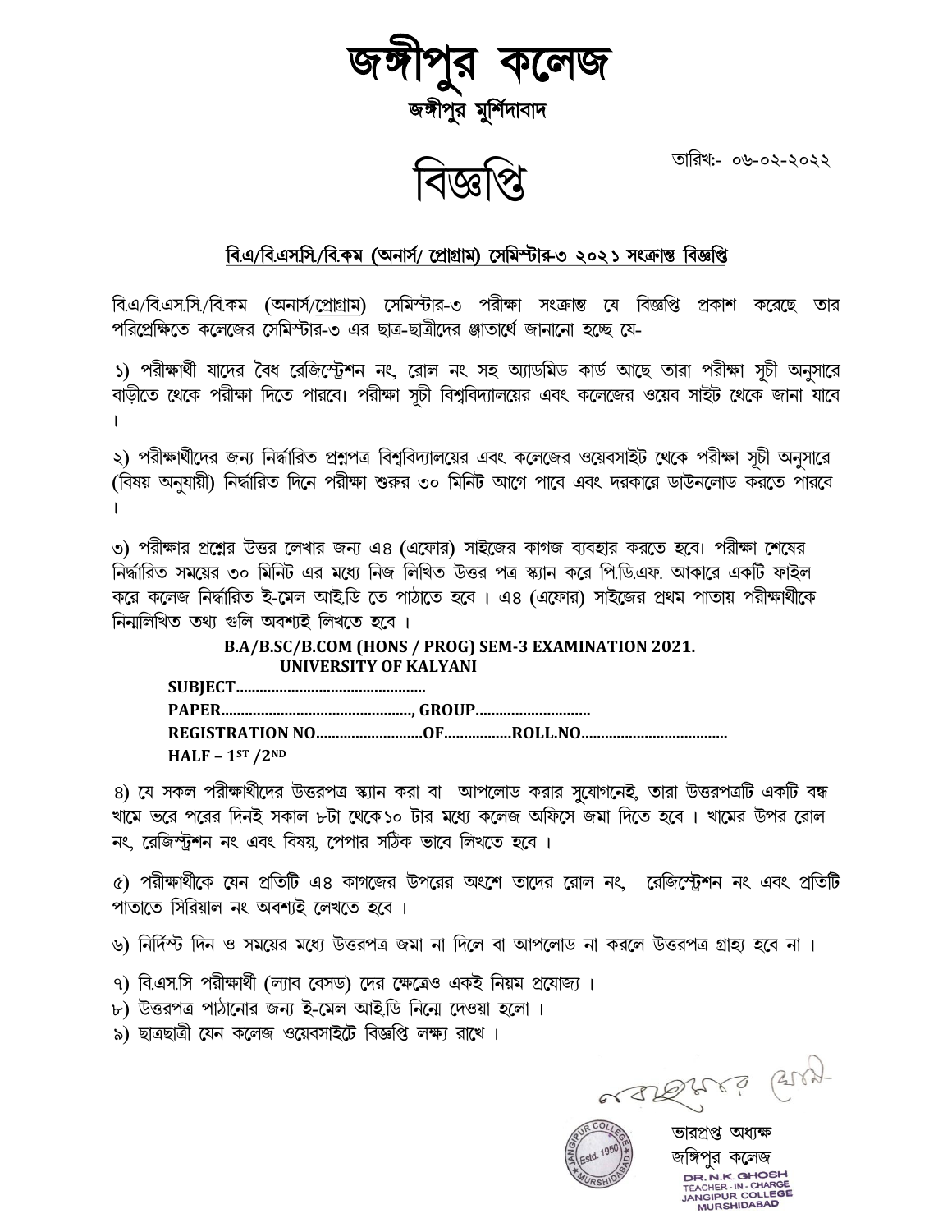# জঙ্গীপুর কলেজ

**জঙ্গীপুর মুর্শিদাবাদ**

তারিখ:- ০৬-০২-২০২২

# বিজ্ঞপ্তি

**বি.এ/বি.এস.সি./বি.কম (অনার্স/ প্রোগ্রাম) সেমিস্টার-৩ ২০২১ সংক্রান্ত বিজ্ঞপ্তি**

বি.এ/বি.এস.সি./বি.কম (অনার্স/প্রোগ্রাম) সেমিস্টার-৩ পরীক্ষা সংক্রান্ত যে বিজ্ঞপ্তি প্রকাশ করেছে তার পরিপ্রেক্ষিতে কলেজের সেমিস্টার-৩ এর ছাত্র-ছাত্রীদের জ্ঞাতার্থে জানানো হচ্ছে যে-

১) পরীক্ষার্থী যাদের বৈধ রেজিস্ট্রেশন নং, রোল নং সহ অ্যাডমিড কার্ড আছে তারা পরীক্ষা সূচী অনুসারে বাড়ীতে থেকে পরীক্ষা দিতে পারবে। পরীক্ষা সূচী বিশ্ববিদ্যালয়ের এবং কলেজের ওয়েব সাইট থেকে জানা যাবে।

২) পরীক্ষার্থীদের জন্য নির্দ্ধারিত প্রশ্নপত্র বিশ্ববিদ্যালয়ের এবং কলেজের ওয়েবসাইট থেকে পরীক্ষা সূচী অনুসারে (বিষয় অনুযায়ী) নির্দ্ধারিত দিনে পরীক্ষা শুরুর ৩০ মিনিট আগে পাবে এবং দরকারে ডাউনলোড করতে পারবে।

৩) পরীক্ষার প্রশ্নের উত্তর লেখার জন্য এ৪ (এফোর) সাইজের কাগজ ব্যবহার করতে হবে। পরীক্ষা শেষের নির্দ্ধারিত সময়ের ৩০ মিনিট এর মধ্যে নিজ লিখিত উত্তর পত্র স্ক্যান করে পি.ডি.এফ. আকারে একটি ফাইল করে কলেজ নির্দ্ধারিত ই-মেল আইডি তে পাঠাতে হবে। এ৪ (এফোর) সাইজের প্রথম পাতায় পরীক্ষার্থীকে নিম্নলিখিত তথ্য গুলি অবশ্যই লিখতে হবে।

**B.A/B.SC/B.COM (HONS / PROG) SEM-3 EXAMINATION 2021.**
**UNIVERSITY OF KALYANI**

**SUBJECT...............................................**
**PAPER..............................................., GROUP............................**
**REGISTRATION NO..........................OF................ROLL.NO...................................**
**HALF – 1ST /2ND**

৪) যে সকল পরীক্ষার্থীদের উত্তরপত্র স্ক্যান করা বা আপলোড করার সুযোগনেই, তারা উত্তরপত্রটি একটি বন্ধ খামে ভরে পরের দিনই সকাল ৮টা থেকে১০ টার মধ্যে কলেজ অফিসে জমা দিতে হবে। খামের উপর রোল নং, রেজিস্ট্রশন নং এবং বিষয়, পেপার সঠিক ভাবে লিখতে হবে।

৫) পরীক্ষার্থীকে যেন প্রতিটি এ৪ কাগজের উপরের অংশে তাদের রোল নং, রেজিস্ট্রেশন নং এবং প্রতিটি পাতাতে সিরিয়াল নং অবশ্যই লিখতে হবে।

৬) নির্দিস্ট দিন ও সময়ের মধ্যে উত্তরপত্র জমা না দিলে বা আপলোড না করলে উত্তরপত্র গ্রাহ্য হবে না।

৭) বি.এস.সি পরীক্ষার্থী (ল্যাব বেসড) দের ক্ষেত্রেও একই নিয়ম প্রযোজ্য।

৮) উত্তরপত্র পাঠানোর জন্য ই-মেল আই.ডি নিম্নে দেওয়া হলো।

৯) ছাত্রছাত্রী যেন কলেজ ওয়েবসাইটে বিজ্ঞপ্তি লক্ষ্য রাখে।

ভারপ্রপ্ত অধ্যক্ষ
জঙ্গিপুর কলেজ

DR. N.K. GHOSH
TEACHER-IN-CHARGE
JANGIPUR COLLEGE
MURSHIDABAD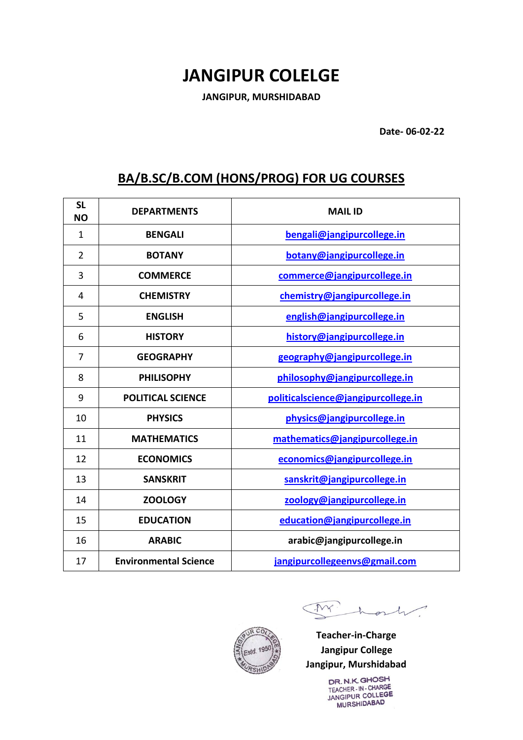# JANGIPUR COLELGE

**JANGIPUR, MURSHIDABAD**

**Date- 06-02-22**

## BA/B.SC/B.COM (HONS/PROG) FOR UG COURSES

| SL NO | DEPARTMENTS | MAIL ID |
|---|---|---|
| 1 | BENGALI | bengali@jangipurcollege.in |
| 2 | BOTANY | botany@jangipurcollege.in |
| 3 | COMMERCE | commerce@jangipurcollege.in |
| 4 | CHEMISTRY | chemistry@jangipurcollege.in |
| 5 | ENGLISH | english@jangipurcollege.in |
| 6 | HISTORY | history@jangipurcollege.in |
| 7 | GEOGRAPHY | geography@jangipurcollege.in |
| 8 | PHILISOPHY | philosophy@jangipurcollege.in |
| 9 | POLITICAL SCIENCE | politicalscience@jangipurcollege.in |
| 10 | PHYSICS | physics@jangipurcollege.in |
| 11 | MATHEMATICS | mathematics@jangipurcollege.in |
| 12 | ECONOMICS | economics@jangipurcollege.in |
| 13 | SANSKRIT | sanskrit@jangipurcollege.in |
| 14 | ZOOLOGY | zoology@jangipurcollege.in |
| 15 | EDUCATION | education@jangipurcollege.in |
| 16 | ARABIC | arabic@jangipurcollege.in |
| 17 | Environmental Science | jangipurcollegeenvs@gmail.com |

**Teacher-in-Charge**
**Jangipur College**
**Jangipur, Murshidabad**

DR. N.K. GHOSH
TEACHER - IN - CHARGE
JANGIPUR COLLEGE
MURSHIDABAD